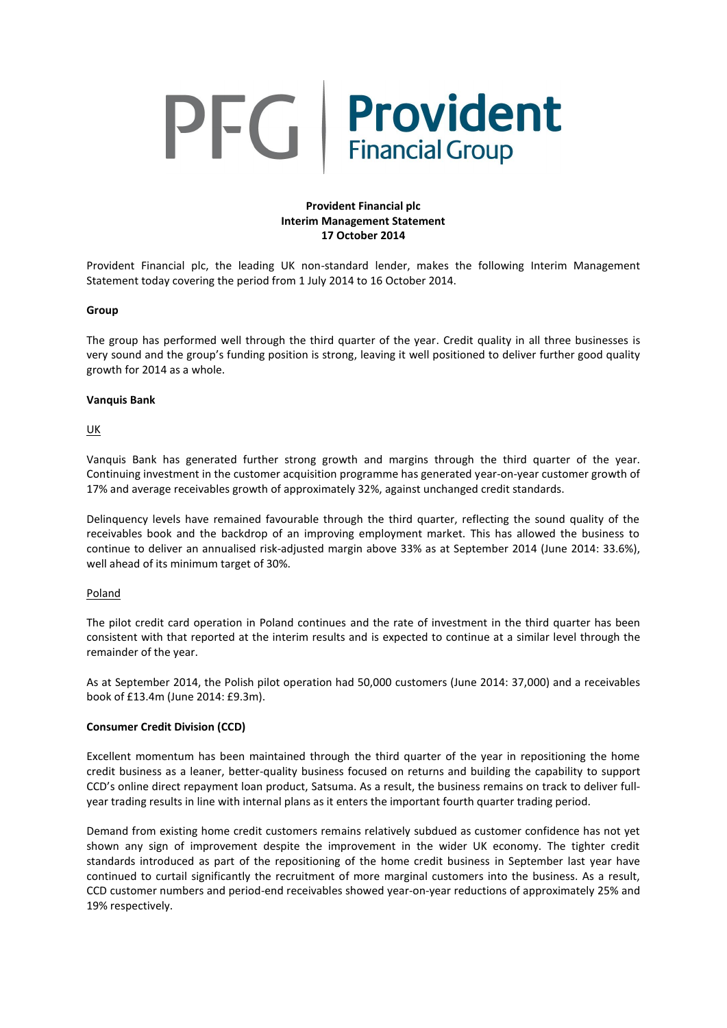**Provident Financial plc**
**Interim Management Statement**
**17 October 2014**

Provident Financial plc, the leading UK non-standard lender, makes the following Interim Management Statement today covering the period from 1 July 2014 to 16 October 2014.

**Group**

The group has performed well through the third quarter of the year. Credit quality in all three businesses is very sound and the group's funding position is strong, leaving it well positioned to deliver further good quality growth for 2014 as a whole.

**Vanquis Bank**

UK

Vanquis Bank has generated further strong growth and margins through the third quarter of the year. Continuing investment in the customer acquisition programme has generated year-on-year customer growth of 17% and average receivables growth of approximately 32%, against unchanged credit standards.

Delinquency levels have remained favourable through the third quarter, reflecting the sound quality of the receivables book and the backdrop of an improving employment market. This has allowed the business to continue to deliver an annualised risk-adjusted margin above 33% as at September 2014 (June 2014: 33.6%), well ahead of its minimum target of 30%.

Poland

The pilot credit card operation in Poland continues and the rate of investment in the third quarter has been consistent with that reported at the interim results and is expected to continue at a similar level through the remainder of the year.

As at September 2014, the Polish pilot operation had 50,000 customers (June 2014: 37,000) and a receivables book of £13.4m (June 2014: £9.3m).

**Consumer Credit Division (CCD)**

Excellent momentum has been maintained through the third quarter of the year in repositioning the home credit business as a leaner, better-quality business focused on returns and building the capability to support CCD's online direct repayment loan product, Satsuma. As a result, the business remains on track to deliver full-year trading results in line with internal plans as it enters the important fourth quarter trading period.

Demand from existing home credit customers remains relatively subdued as customer confidence has not yet shown any sign of improvement despite the improvement in the wider UK economy. The tighter credit standards introduced as part of the repositioning of the home credit business in September last year have continued to curtail significantly the recruitment of more marginal customers into the business. As a result, CCD customer numbers and period-end receivables showed year-on-year reductions of approximately 25% and 19% respectively.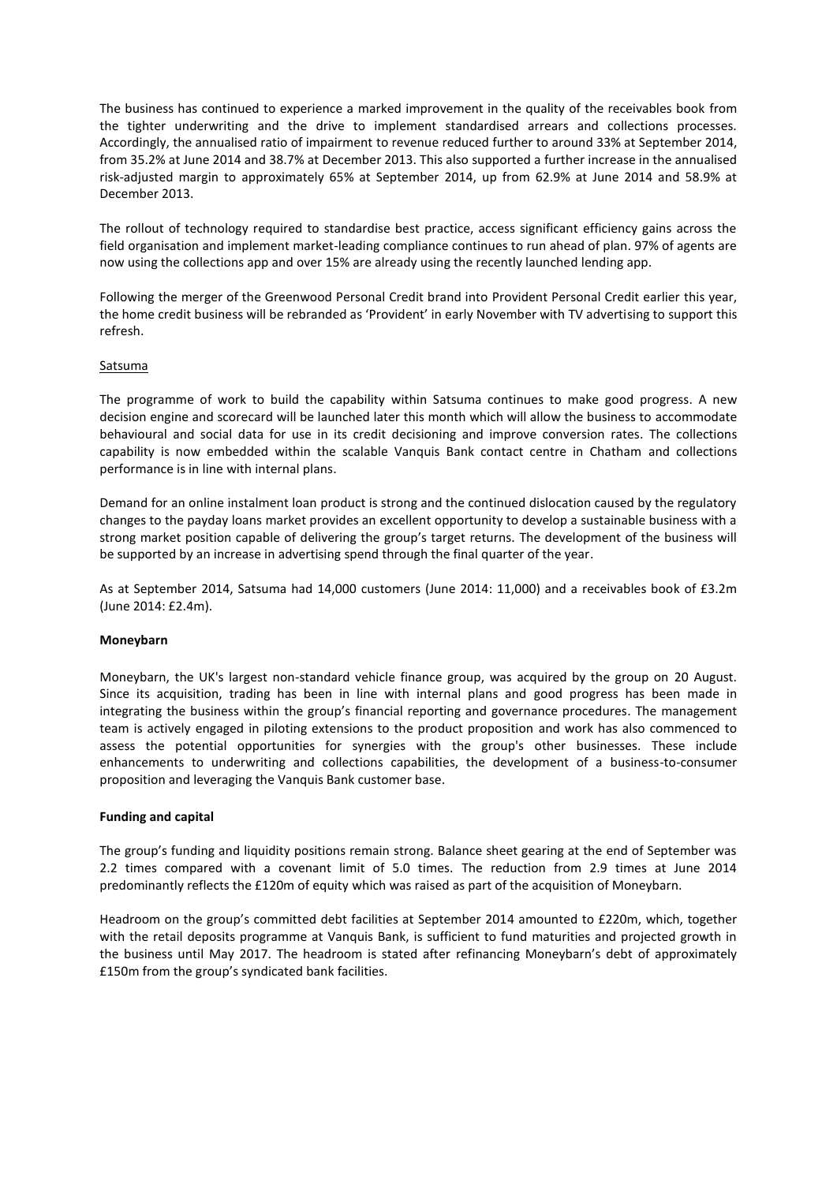The business has continued to experience a marked improvement in the quality of the receivables book from the tighter underwriting and the drive to implement standardised arrears and collections processes. Accordingly, the annualised ratio of impairment to revenue reduced further to around 33% at September 2014, from 35.2% at June 2014 and 38.7% at December 2013. This also supported a further increase in the annualised risk-adjusted margin to approximately 65% at September 2014, up from 62.9% at June 2014 and 58.9% at December 2013.

The rollout of technology required to standardise best practice, access significant efficiency gains across the field organisation and implement market-leading compliance continues to run ahead of plan. 97% of agents are now using the collections app and over 15% are already using the recently launched lending app.

Following the merger of the Greenwood Personal Credit brand into Provident Personal Credit earlier this year, the home credit business will be rebranded as 'Provident' in early November with TV advertising to support this refresh.

Satsuma

The programme of work to build the capability within Satsuma continues to make good progress. A new decision engine and scorecard will be launched later this month which will allow the business to accommodate behavioural and social data for use in its credit decisioning and improve conversion rates. The collections capability is now embedded within the scalable Vanquis Bank contact centre in Chatham and collections performance is in line with internal plans.

Demand for an online instalment loan product is strong and the continued dislocation caused by the regulatory changes to the payday loans market provides an excellent opportunity to develop a sustainable business with a strong market position capable of delivering the group's target returns. The development of the business will be supported by an increase in advertising spend through the final quarter of the year.

As at September 2014, Satsuma had 14,000 customers (June 2014: 11,000) and a receivables book of £3.2m (June 2014: £2.4m).

**Moneybarn**

Moneybarn, the UK's largest non-standard vehicle finance group, was acquired by the group on 20 August. Since its acquisition, trading has been in line with internal plans and good progress has been made in integrating the business within the group's financial reporting and governance procedures. The management team is actively engaged in piloting extensions to the product proposition and work has also commenced to assess the potential opportunities for synergies with the group's other businesses. These include enhancements to underwriting and collections capabilities, the development of a business-to-consumer proposition and leveraging the Vanquis Bank customer base.

**Funding and capital**

The group's funding and liquidity positions remain strong. Balance sheet gearing at the end of September was 2.2 times compared with a covenant limit of 5.0 times. The reduction from 2.9 times at June 2014 predominantly reflects the £120m of equity which was raised as part of the acquisition of Moneybarn.

Headroom on the group's committed debt facilities at September 2014 amounted to £220m, which, together with the retail deposits programme at Vanquis Bank, is sufficient to fund maturities and projected growth in the business until May 2017. The headroom is stated after refinancing Moneybarn's debt of approximately £150m from the group's syndicated bank facilities.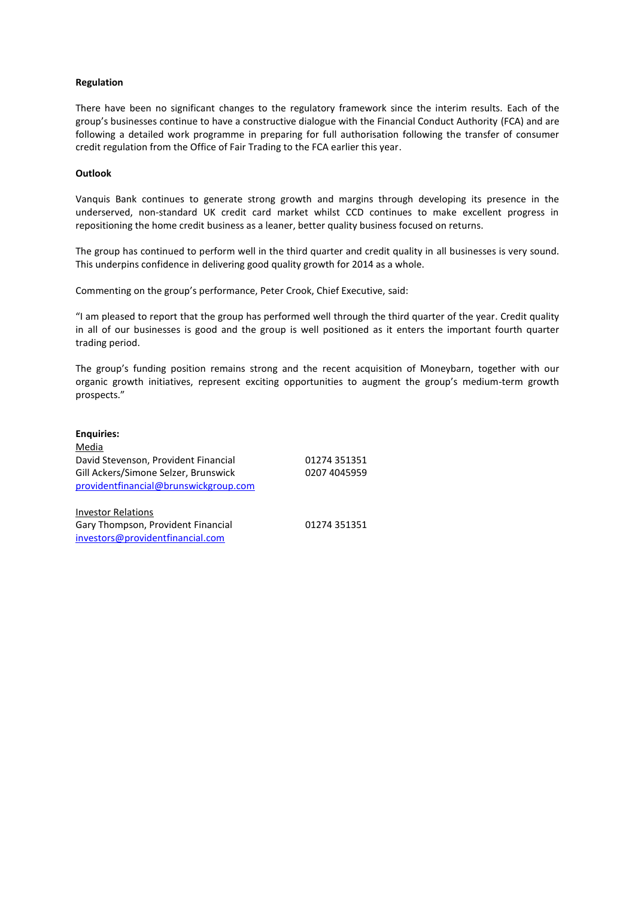**Regulation**

There have been no significant changes to the regulatory framework since the interim results. Each of the group's businesses continue to have a constructive dialogue with the Financial Conduct Authority (FCA) and are following a detailed work programme in preparing for full authorisation following the transfer of consumer credit regulation from the Office of Fair Trading to the FCA earlier this year.

**Outlook**

Vanquis Bank continues to generate strong growth and margins through developing its presence in the underserved, non-standard UK credit card market whilst CCD continues to make excellent progress in repositioning the home credit business as a leaner, better quality business focused on returns.

The group has continued to perform well in the third quarter and credit quality in all businesses is very sound. This underpins confidence in delivering good quality growth for 2014 as a whole.

Commenting on the group's performance, Peter Crook, Chief Executive, said:

"I am pleased to report that the group has performed well through the third quarter of the year. Credit quality in all of our businesses is good and the group is well positioned as it enters the important fourth quarter trading period.

The group's funding position remains strong and the recent acquisition of Moneybarn, together with our organic growth initiatives, represent exciting opportunities to augment the group's medium-term growth prospects."

**Enquiries:**

Media

| | |
|---|---|
| David Stevenson, Provident Financial | 01274 351351 |
| Gill Ackers/Simone Selzer, Brunswick | 0207 4045959 |
| providentfinancial@brunswickgroup.com | |

Investor Relations

| | |
|---|---|
| Gary Thompson, Provident Financial | 01274 351351 |
| investors@providentfinancial.com | |